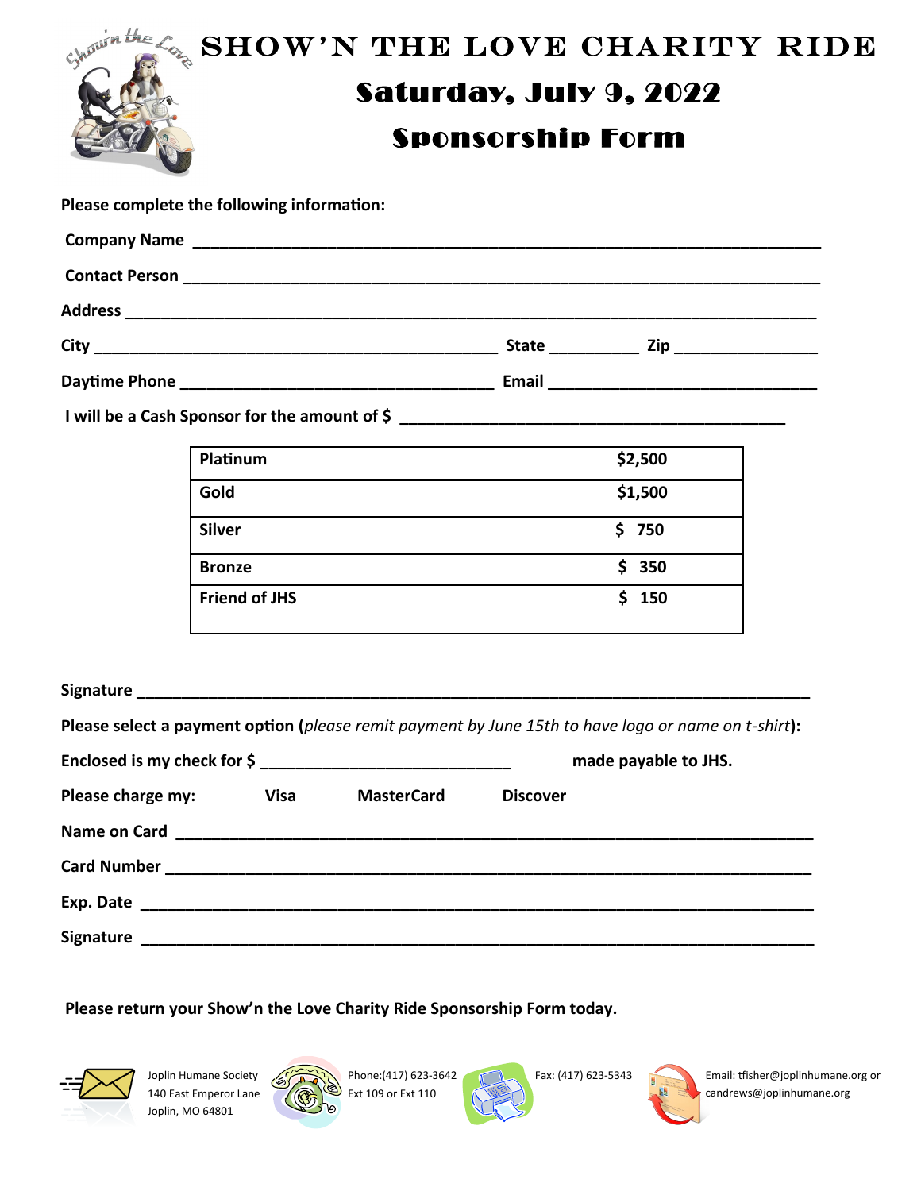# SHOW'N THE LOVE CHARITY RIDE

## Saturday, July 9, 2022

## Sponsorship Form

**Please complete the following information:**

**Company Name** ______________________________________________________________________

**Contact Person** ______________________________________________________________________

**Address** __________________________________________________________________________

**City** ____________________________________________ **State** _________ **Zip** _______________

**Daytime Phone** __________________________________ **Email** ____________________________

**I will be a Cash Sponsor for the amount of $** ___________________________________________

| | |
|---|---|
| **Platinum** | **$2,500** |
| **Gold** | **$1,500** |
| **Silver** | **$ 750** |
| **Bronze** | **$ 350** |
| **Friend of JHS** | **$ 150** |

**Signature** _______________________________________________________________________

**Please select a payment option (***please remit payment by June 15th to have logo or name on t-shirt***):**

**Enclosed is my check for $** ____________________________ **made payable to JHS.**

**Please charge my:** **Visa** **MasterCard** **Discover**

**Name on Card** ____________________________________________________________________

**Card Number** ____________________________________________________________________

**Exp. Date** _______________________________________________________________________

**Signature** _______________________________________________________________________

**Please return your Show'n the Love Charity Ride Sponsorship Form today.**

Joplin Humane Society
140 East Emperor Lane
Joplin, MO 64801

Phone:(417) 623-3642
Ext 109 or Ext 110

Fax: (417) 623-5343

Email: tfisher@joplinhumane.org or candrews@joplinhumane.org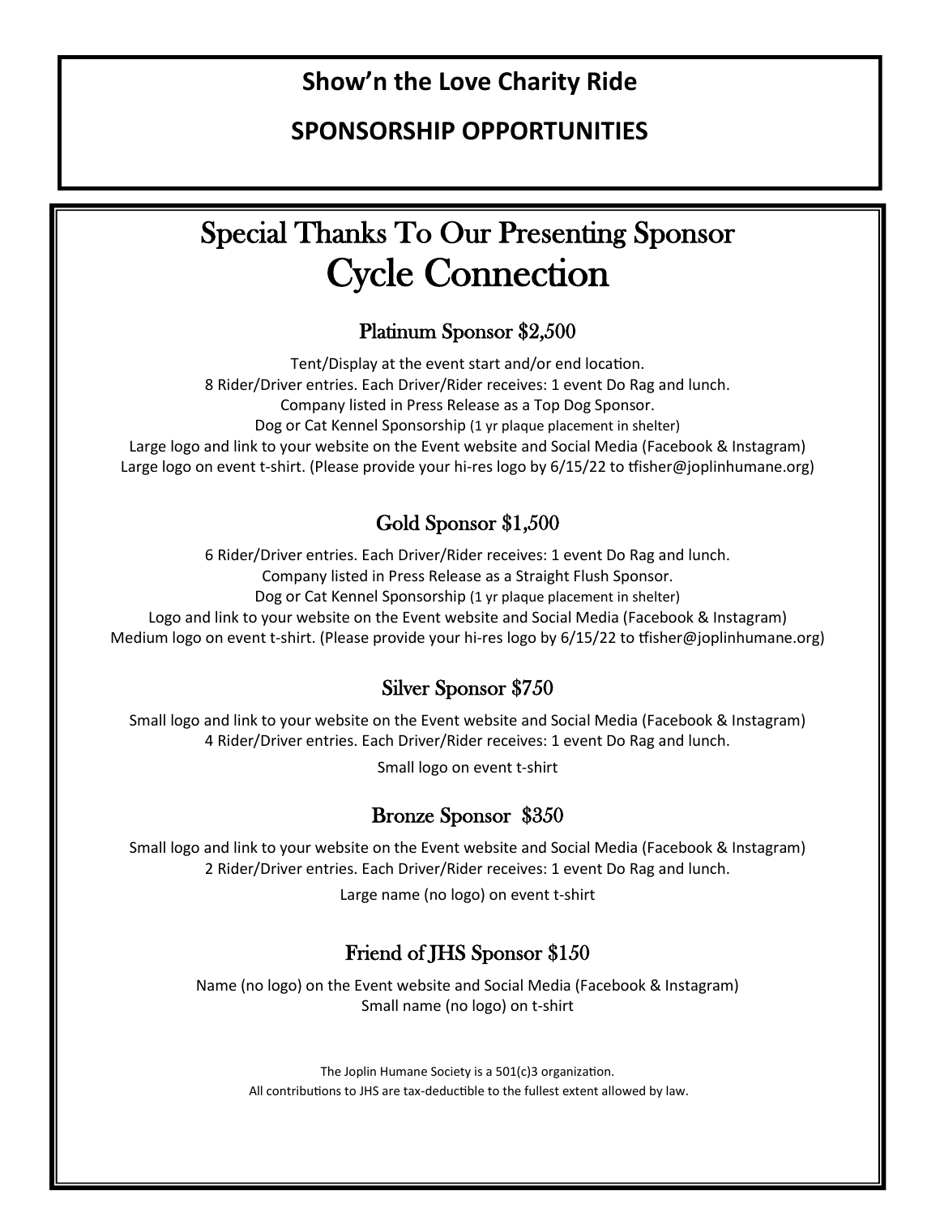# Show'n the Love Charity Ride

## SPONSORSHIP OPPORTUNITIES

## Special Thanks To Our Presenting Sponsor
# Cycle Connection

### Platinum Sponsor $2,500

Tent/Display at the event start and/or end location.
8 Rider/Driver entries. Each Driver/Rider receives: 1 event Do Rag and lunch.
Company listed in Press Release as a Top Dog Sponsor.
Dog or Cat Kennel Sponsorship (1 yr plaque placement in shelter)
Large logo and link to your website on the Event website and Social Media (Facebook & Instagram)
Large logo on event t-shirt. (Please provide your hi-res logo by 6/15/22 to tfisher@joplinhumane.org)

### Gold Sponsor $1,500

6 Rider/Driver entries. Each Driver/Rider receives: 1 event Do Rag and lunch.
Company listed in Press Release as a Straight Flush Sponsor.
Dog or Cat Kennel Sponsorship (1 yr plaque placement in shelter)
Logo and link to your website on the Event website and Social Media (Facebook & Instagram)
Medium logo on event t-shirt. (Please provide your hi-res logo by 6/15/22 to tfisher@joplinhumane.org)

### Silver Sponsor $750

Small logo and link to your website on the Event website and Social Media (Facebook & Instagram)
4 Rider/Driver entries. Each Driver/Rider receives: 1 event Do Rag and lunch.

Small logo on event t-shirt

### Bronze Sponsor $350

Small logo and link to your website on the Event website and Social Media (Facebook & Instagram)
2 Rider/Driver entries. Each Driver/Rider receives: 1 event Do Rag and lunch.

Large name (no logo) on event t-shirt

### Friend of JHS Sponsor $150

Name (no logo) on the Event website and Social Media (Facebook & Instagram)
Small name (no logo) on t-shirt

The Joplin Humane Society is a 501(c)3 organization.
All contributions to JHS are tax-deductible to the fullest extent allowed by law.